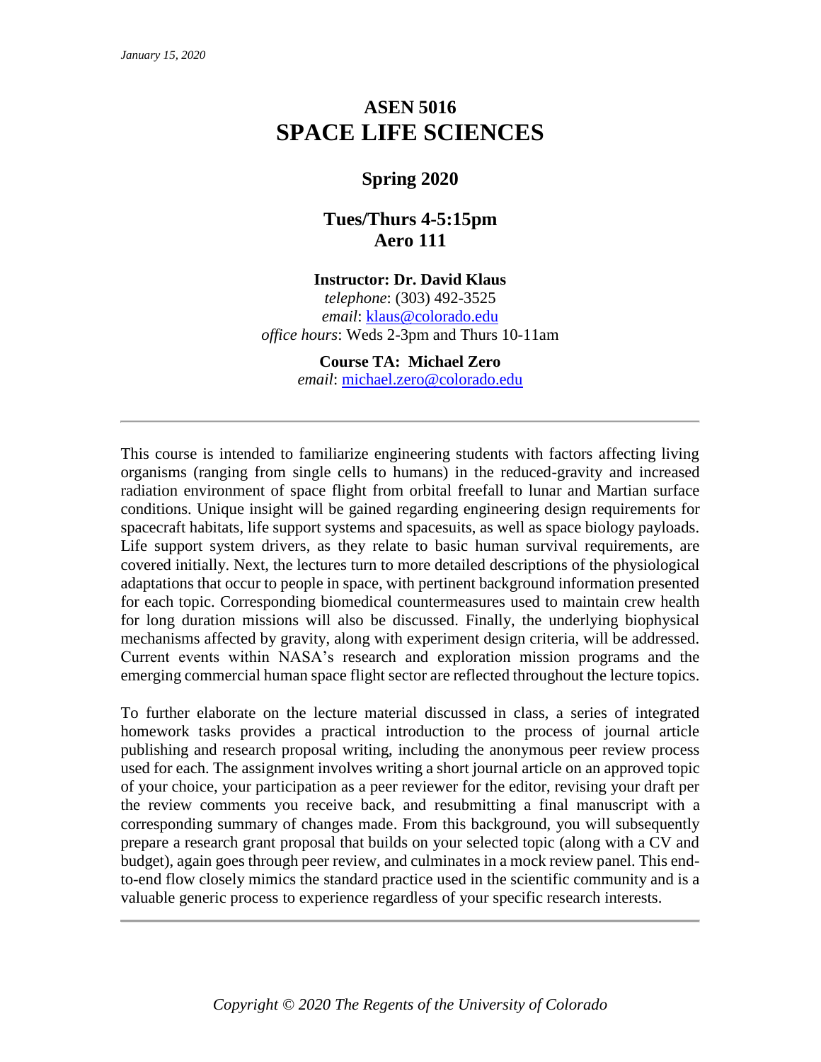*January 15, 2020*

# ASEN 5016
# SPACE LIFE SCIENCES

## Spring 2020

### Tues/Thurs 4-5:15pm
### Aero 111

**Instructor: Dr. David Klaus**
*telephone*: (303) 492-3525
*email*: klaus@colorado.edu
*office hours*: Weds 2-3pm and Thurs 10-11am

**Course TA: Michael Zero**
*email*: michael.zero@colorado.edu

---

This course is intended to familiarize engineering students with factors affecting living organisms (ranging from single cells to humans) in the reduced-gravity and increased radiation environment of space flight from orbital freefall to lunar and Martian surface conditions. Unique insight will be gained regarding engineering design requirements for spacecraft habitats, life support systems and spacesuits, as well as space biology payloads. Life support system drivers, as they relate to basic human survival requirements, are covered initially. Next, the lectures turn to more detailed descriptions of the physiological adaptations that occur to people in space, with pertinent background information presented for each topic. Corresponding biomedical countermeasures used to maintain crew health for long duration missions will also be discussed. Finally, the underlying biophysical mechanisms affected by gravity, along with experiment design criteria, will be addressed. Current events within NASA's research and exploration mission programs and the emerging commercial human space flight sector are reflected throughout the lecture topics.

To further elaborate on the lecture material discussed in class, a series of integrated homework tasks provides a practical introduction to the process of journal article publishing and research proposal writing, including the anonymous peer review process used for each. The assignment involves writing a short journal article on an approved topic of your choice, your participation as a peer reviewer for the editor, revising your draft per the review comments you receive back, and resubmitting a final manuscript with a corresponding summary of changes made. From this background, you will subsequently prepare a research grant proposal that builds on your selected topic (along with a CV and budget), again goes through peer review, and culminates in a mock review panel. This end-to-end flow closely mimics the standard practice used in the scientific community and is a valuable generic process to experience regardless of your specific research interests.

---

*Copyright © 2020 The Regents of the University of Colorado*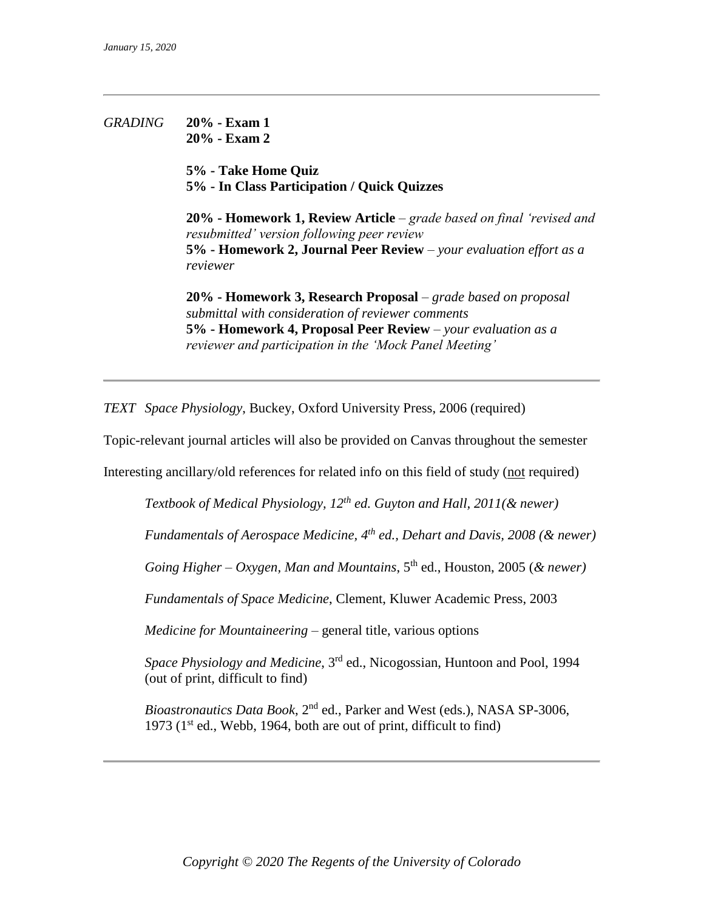*GRADING*

**20% - Exam 1**
**20% - Exam 2**

**5% - Take Home Quiz**
**5% - In Class Participation / Quick Quizzes**

**20% - Homework 1, Review Article** – *grade based on final 'revised and resubmitted' version following peer review*
**5% - Homework 2, Journal Peer Review** – *your evaluation effort as a reviewer*

**20% - Homework 3, Research Proposal** – *grade based on proposal submittal with consideration of reviewer comments*
**5% - Homework 4, Proposal Peer Review** – *your evaluation as a reviewer and participation in the 'Mock Panel Meeting'*

---

*TEXT* *Space Physiology*, Buckey, Oxford University Press, 2006 (required)

Topic-relevant journal articles will also be provided on Canvas throughout the semester

Interesting ancillary/old references for related info on this field of study (not required)

*Textbook of Medical Physiology, 12th ed. Guyton and Hall, 2011(& newer)*

*Fundamentals of Aerospace Medicine, 4th ed., Dehart and Davis, 2008 (& newer)*

*Going Higher – Oxygen, Man and Mountains*, 5th ed., Houston, 2005 (*& newer)*

*Fundamentals of Space Medicine*, Clement, Kluwer Academic Press, 2003

*Medicine for Mountaineering* – general title, various options

*Space Physiology and Medicine*, 3rd ed., Nicogossian, Huntoon and Pool, 1994 (out of print, difficult to find)

*Bioastronautics Data Book*, 2nd ed., Parker and West (eds.), NASA SP-3006, 1973 (1st ed., Webb, 1964, both are out of print, difficult to find)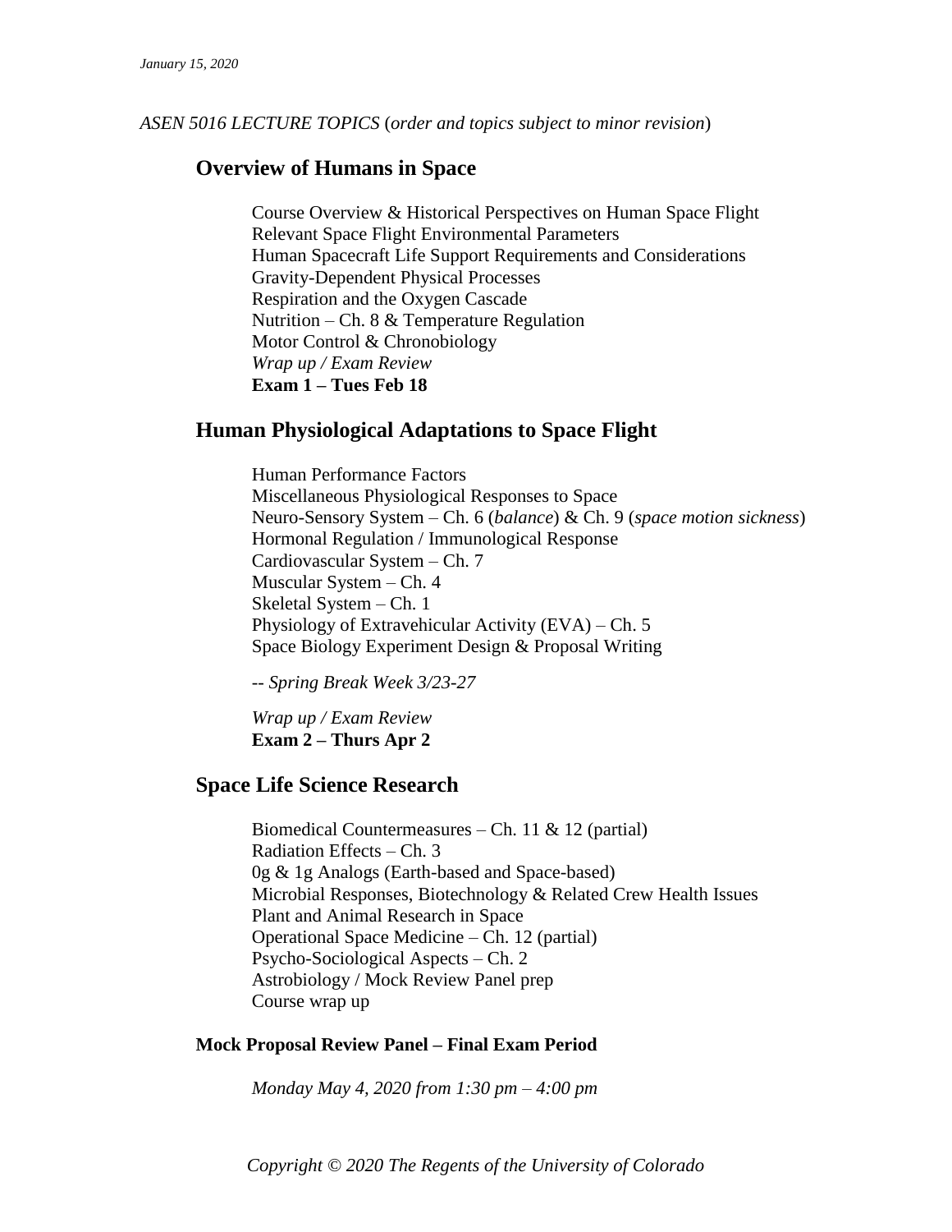*January 15, 2020*

*ASEN 5016 LECTURE TOPICS* (*order and topics subject to minor revision*)

## Overview of Humans in Space

Course Overview & Historical Perspectives on Human Space Flight
Relevant Space Flight Environmental Parameters
Human Spacecraft Life Support Requirements and Considerations
Gravity-Dependent Physical Processes
Respiration and the Oxygen Cascade
Nutrition – Ch. 8 & Temperature Regulation
Motor Control & Chronobiology
*Wrap up / Exam Review*
**Exam 1 – Tues Feb 18**

## Human Physiological Adaptations to Space Flight

Human Performance Factors
Miscellaneous Physiological Responses to Space
Neuro-Sensory System – Ch. 6 (*balance*) & Ch. 9 (*space motion sickness*)
Hormonal Regulation / Immunological Response
Cardiovascular System – Ch. 7
Muscular System – Ch. 4
Skeletal System – Ch. 1
Physiology of Extravehicular Activity (EVA) – Ch. 5
Space Biology Experiment Design & Proposal Writing

-- *Spring Break Week 3/23-27*

*Wrap up / Exam Review*
**Exam 2 – Thurs Apr 2**

## Space Life Science Research

Biomedical Countermeasures – Ch. 11 & 12 (partial)
Radiation Effects – Ch. 3
0g & 1g Analogs (Earth-based and Space-based)
Microbial Responses, Biotechnology & Related Crew Health Issues
Plant and Animal Research in Space
Operational Space Medicine – Ch. 12 (partial)
Psycho-Sociological Aspects – Ch. 2
Astrobiology / Mock Review Panel prep
Course wrap up

### Mock Proposal Review Panel – Final Exam Period

*Monday May 4, 2020 from 1:30 pm – 4:00 pm*

*Copyright © 2020 The Regents of the University of Colorado*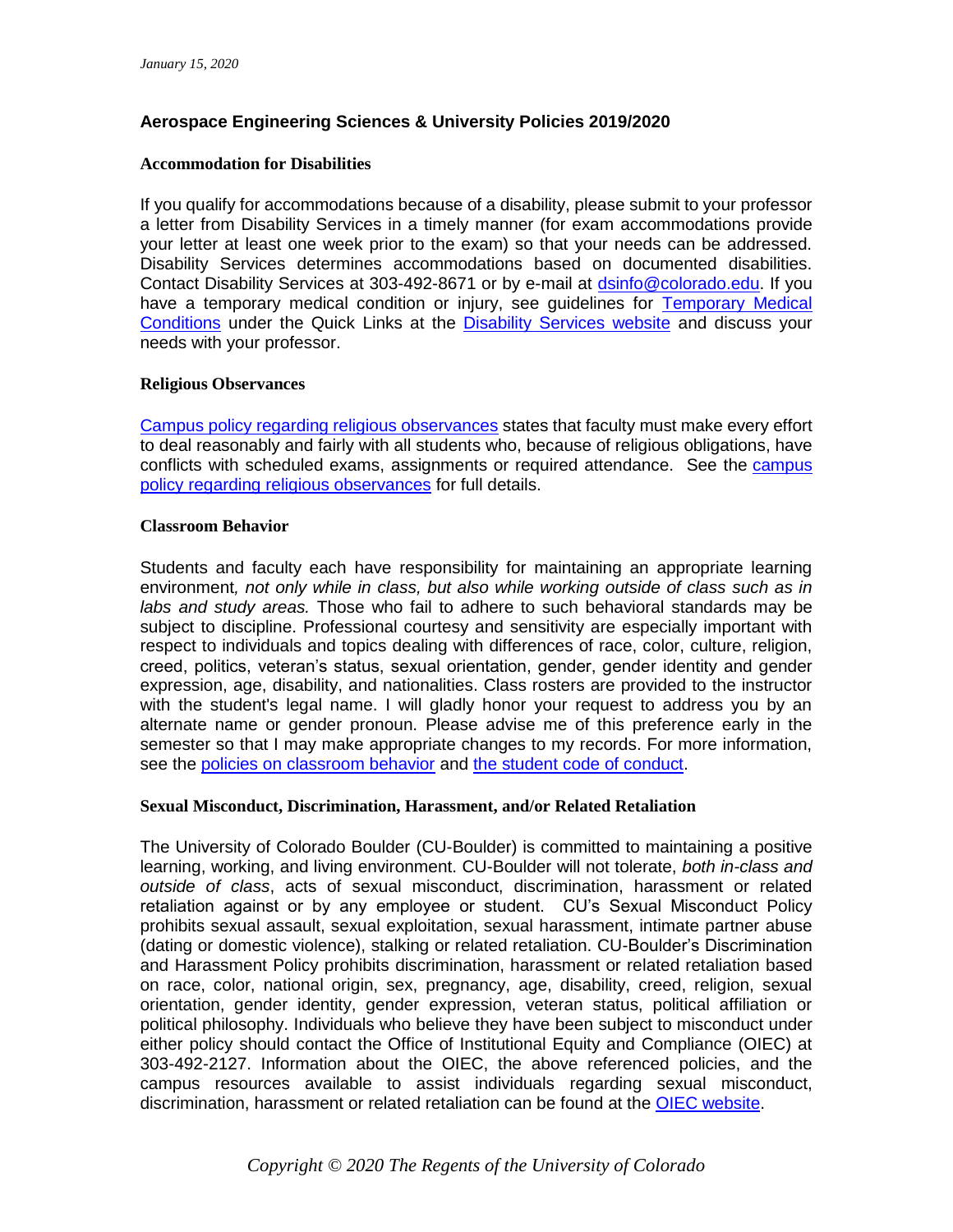*January 15, 2020*

## Aerospace Engineering Sciences & University Policies 2019/2020

### Accommodation for Disabilities

If you qualify for accommodations because of a disability, please submit to your professor a letter from Disability Services in a timely manner (for exam accommodations provide your letter at least one week prior to the exam) so that your needs can be addressed. Disability Services determines accommodations based on documented disabilities. Contact Disability Services at 303-492-8671 or by e-mail at dsinfo@colorado.edu. If you have a temporary medical condition or injury, see guidelines for Temporary Medical Conditions under the Quick Links at the Disability Services website and discuss your needs with your professor.

### Religious Observances

Campus policy regarding religious observances states that faculty must make every effort to deal reasonably and fairly with all students who, because of religious obligations, have conflicts with scheduled exams, assignments or required attendance. See the campus policy regarding religious observances for full details.

### Classroom Behavior

Students and faculty each have responsibility for maintaining an appropriate learning environment*, not only while in class, but also while working outside of class such as in labs and study areas.* Those who fail to adhere to such behavioral standards may be subject to discipline. Professional courtesy and sensitivity are especially important with respect to individuals and topics dealing with differences of race, color, culture, religion, creed, politics, veteran's status, sexual orientation, gender, gender identity and gender expression, age, disability, and nationalities. Class rosters are provided to the instructor with the student's legal name. I will gladly honor your request to address you by an alternate name or gender pronoun. Please advise me of this preference early in the semester so that I may make appropriate changes to my records. For more information, see the policies on classroom behavior and the student code of conduct.

### Sexual Misconduct, Discrimination, Harassment, and/or Related Retaliation

The University of Colorado Boulder (CU-Boulder) is committed to maintaining a positive learning, working, and living environment. CU-Boulder will not tolerate, *both in-class and outside of class*, acts of sexual misconduct, discrimination, harassment or related retaliation against or by any employee or student. CU's Sexual Misconduct Policy prohibits sexual assault, sexual exploitation, sexual harassment, intimate partner abuse (dating or domestic violence), stalking or related retaliation. CU-Boulder's Discrimination and Harassment Policy prohibits discrimination, harassment or related retaliation based on race, color, national origin, sex, pregnancy, age, disability, creed, religion, sexual orientation, gender identity, gender expression, veteran status, political affiliation or political philosophy. Individuals who believe they have been subject to misconduct under either policy should contact the Office of Institutional Equity and Compliance (OIEC) at 303-492-2127. Information about the OIEC, the above referenced policies, and the campus resources available to assist individuals regarding sexual misconduct, discrimination, harassment or related retaliation can be found at the OIEC website.

*Copyright © 2020 The Regents of the University of Colorado*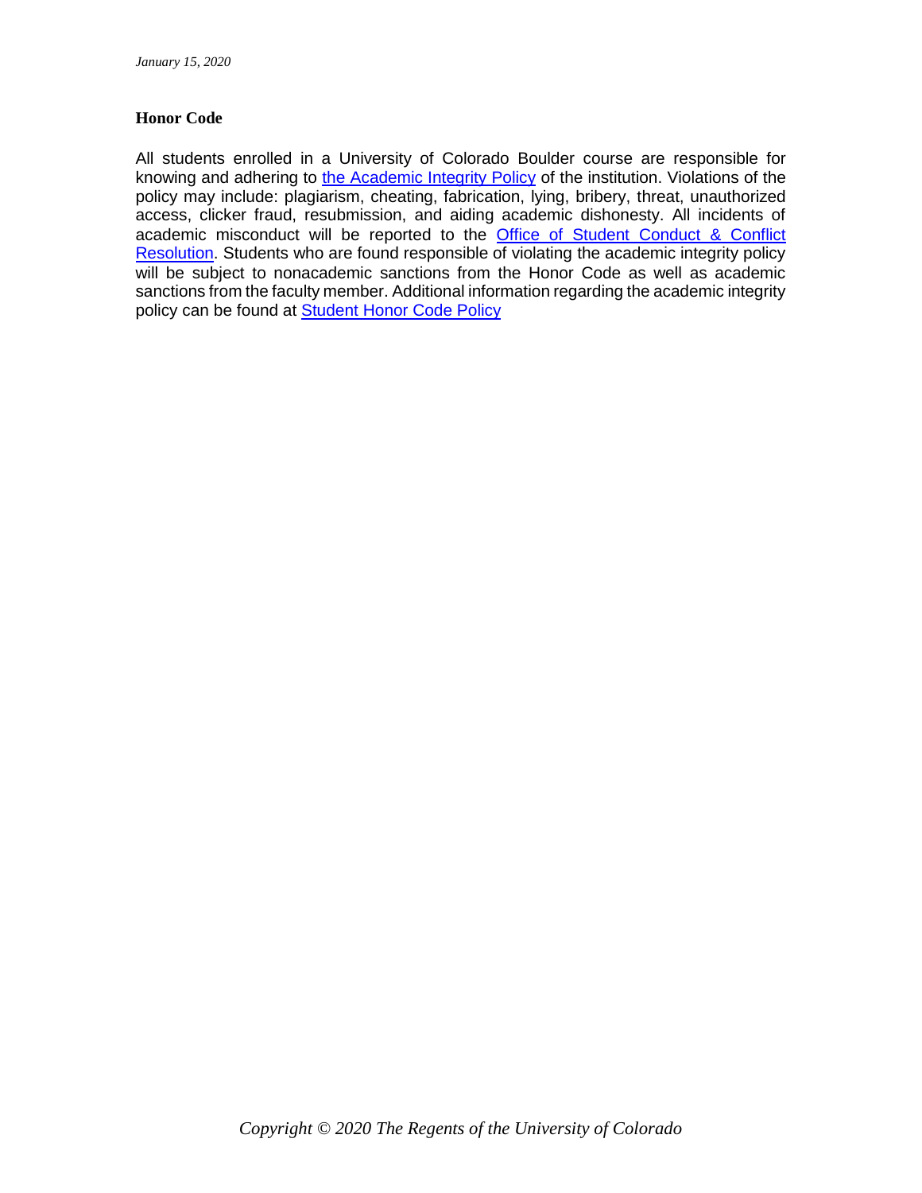## Honor Code

All students enrolled in a University of Colorado Boulder course are responsible for knowing and adhering to the Academic Integrity Policy of the institution. Violations of the policy may include: plagiarism, cheating, fabrication, lying, bribery, threat, unauthorized access, clicker fraud, resubmission, and aiding academic dishonesty. All incidents of academic misconduct will be reported to the Office of Student Conduct & Conflict Resolution. Students who are found responsible of violating the academic integrity policy will be subject to nonacademic sanctions from the Honor Code as well as academic sanctions from the faculty member. Additional information regarding the academic integrity policy can be found at Student Honor Code Policy

*Copyright © 2020 The Regents of the University of Colorado*